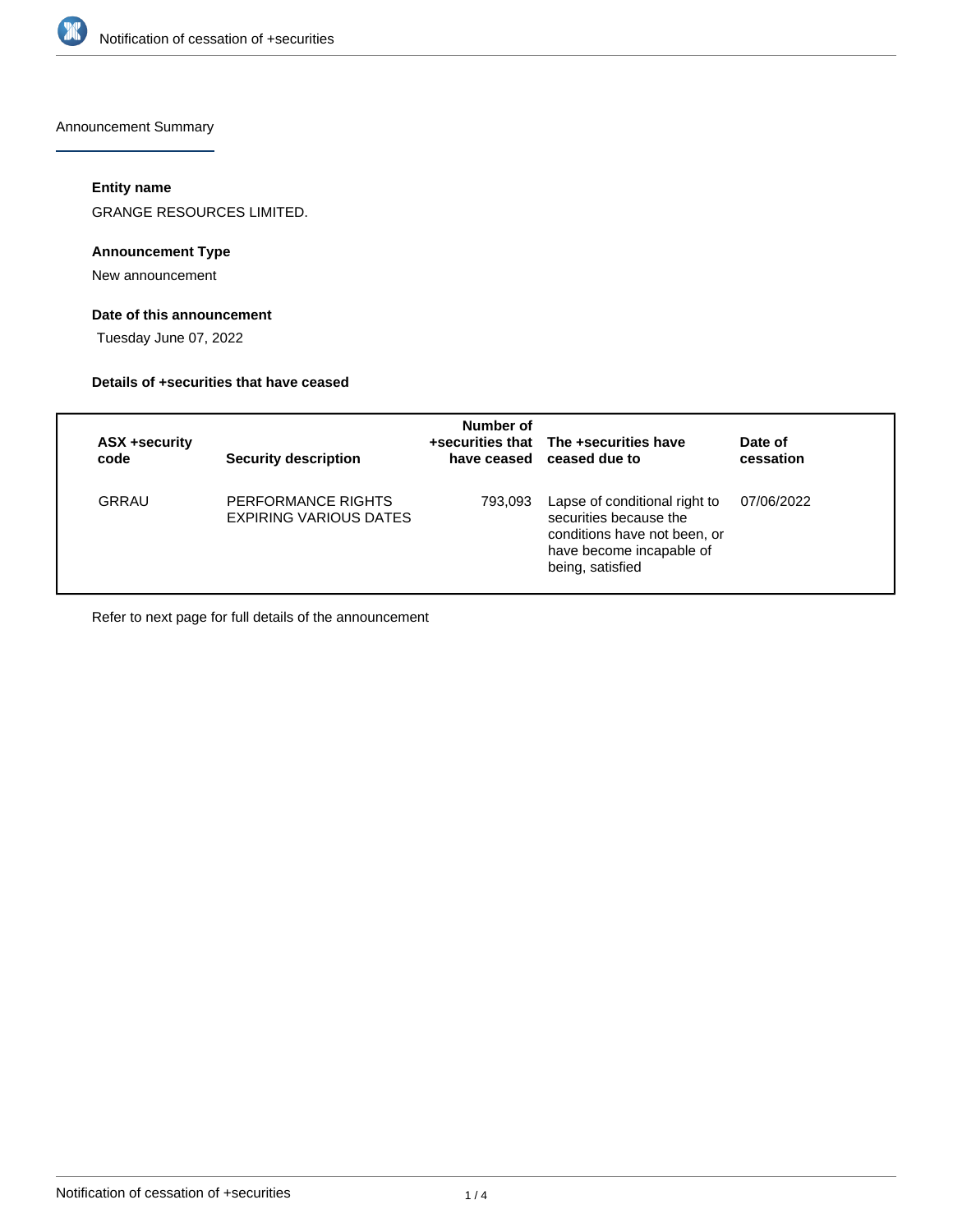Announcement Summary

**Entity name**

GRANGE RESOURCES LIMITED.

**Announcement Type**

New announcement

**Date of this announcement**

Tuesday June 07, 2022

**Details of +securities that have ceased**

| ASX +security code | Security description | Number of +securities that have ceased | The +securities have ceased due to | Date of cessation |
|---|---|---|---|---|
| GRRAU | PERFORMANCE RIGHTS EXPIRING VARIOUS DATES | 793,093 | Lapse of conditional right to securities because the conditions have not been, or have become incapable of being, satisfied | 07/06/2022 |

Refer to next page for full details of the announcement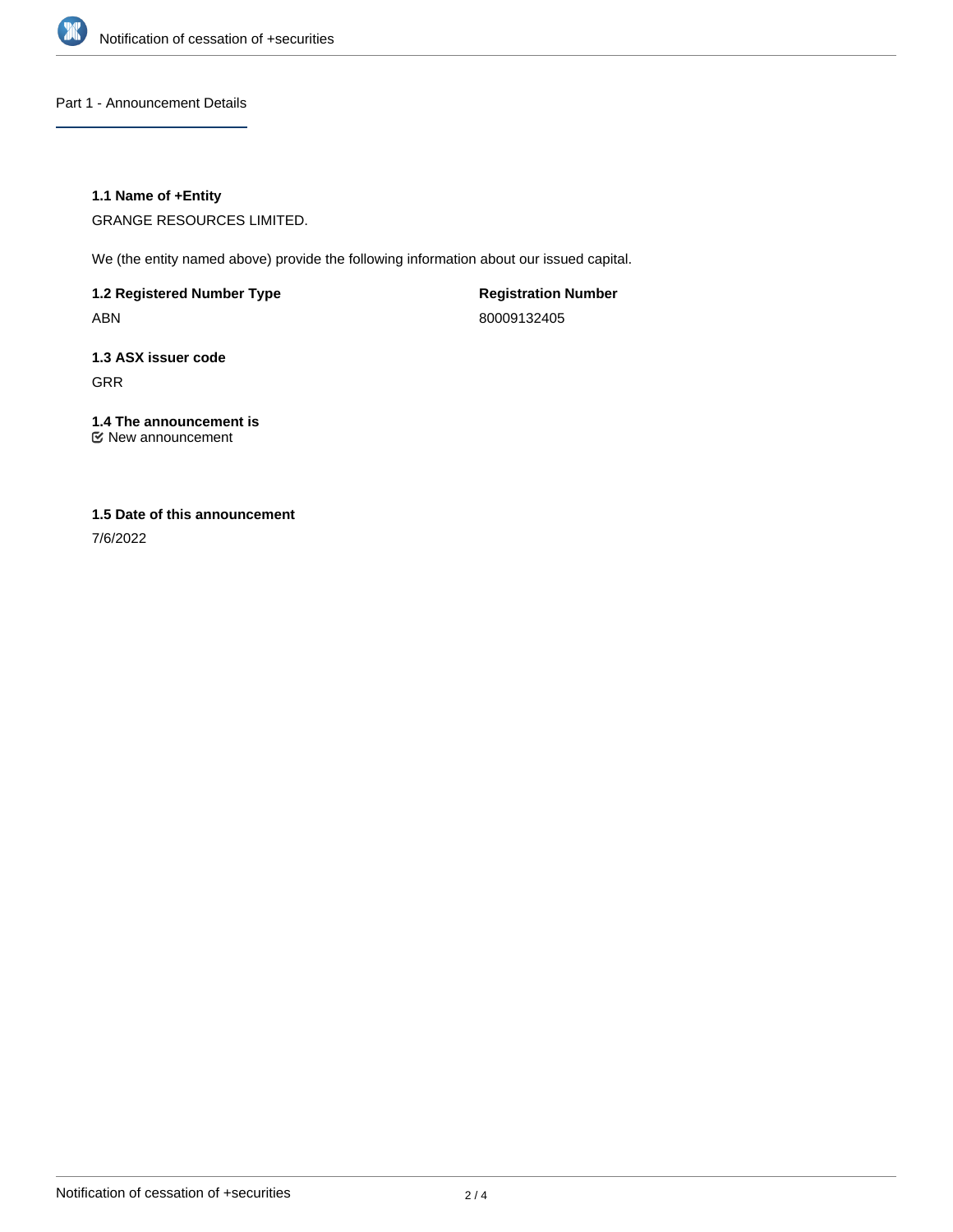## Part 1 - Announcement Details

### 1.1 Name of +Entity

GRANGE RESOURCES LIMITED.

We (the entity named above) provide the following information about our issued capital.

**1.2 Registered Number Type**

ABN

**Registration Number**

80009132405

### 1.3 ASX issuer code

GRR

### 1.4 The announcement is

☑ New announcement

### 1.5 Date of this announcement

7/6/2022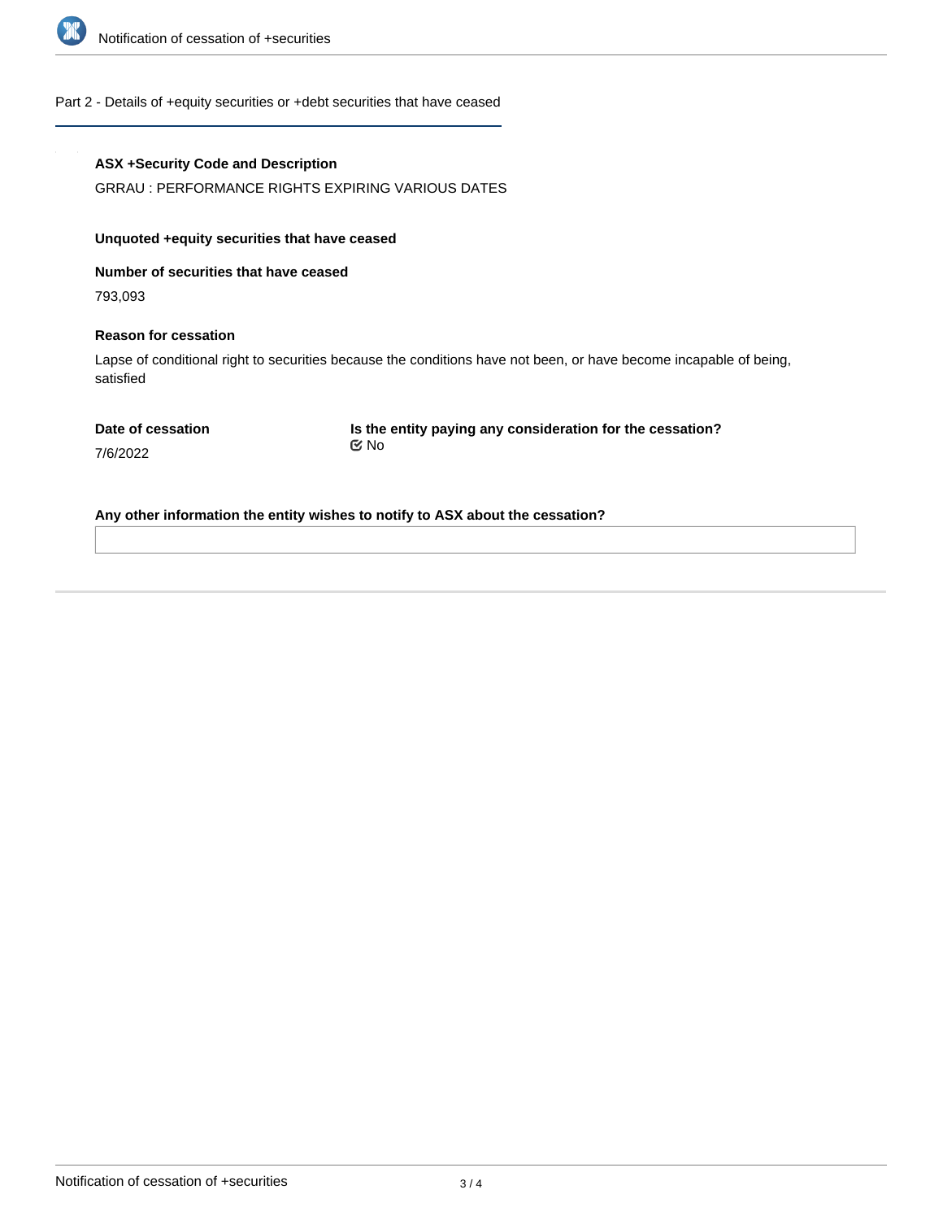## Part 2 - Details of +equity securities or +debt securities that have ceased

**ASX +Security Code and Description**

GRRAU : PERFORMANCE RIGHTS EXPIRING VARIOUS DATES

**Unquoted +equity securities that have ceased**

**Number of securities that have ceased**

793,093

**Reason for cessation**

Lapse of conditional right to securities because the conditions have not been, or have become incapable of being, satisfied

**Date of cessation**

7/6/2022

**Is the entity paying any consideration for the cessation?**

☑ No

**Any other information the entity wishes to notify to ASX about the cessation?**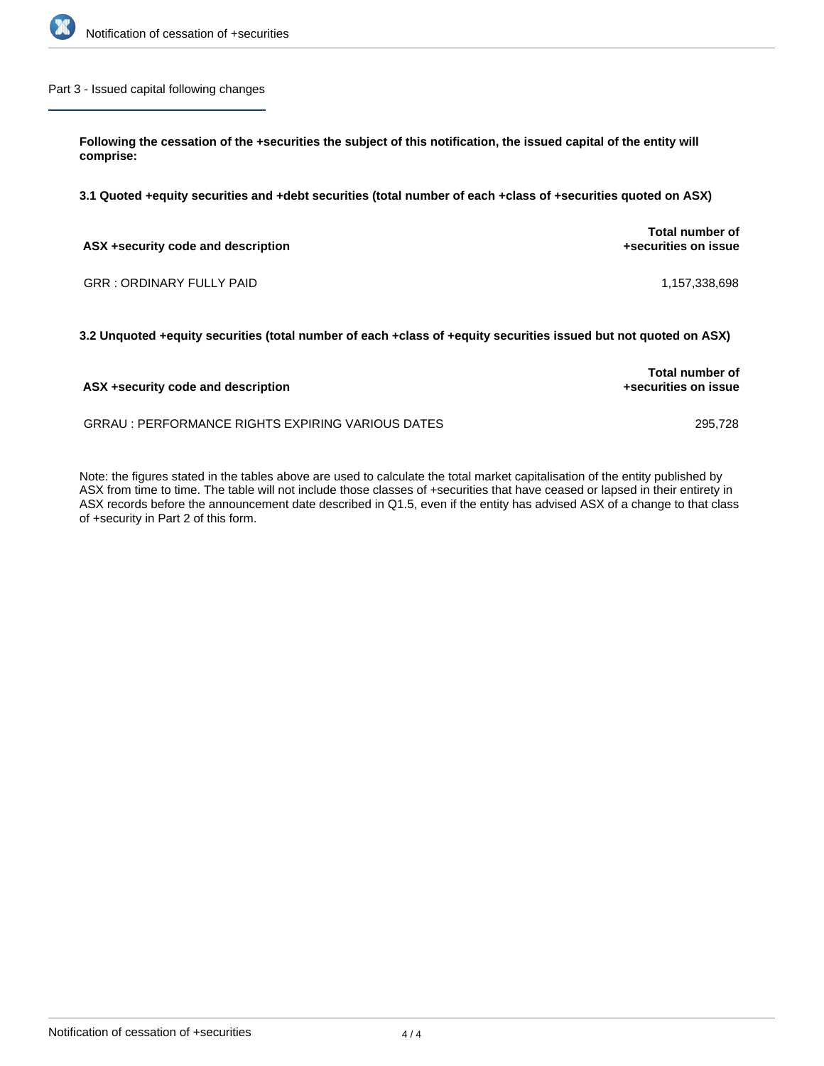## Part 3 - Issued capital following changes

**Following the cessation of the +securities the subject of this notification, the issued capital of the entity will comprise:**

**3.1 Quoted +equity securities and +debt securities (total number of each +class of +securities quoted on ASX)**

| ASX +security code and description | Total number of +securities on issue |
| --- | --- |
| GRR : ORDINARY FULLY PAID | 1,157,338,698 |

**3.2 Unquoted +equity securities (total number of each +class of +equity securities issued but not quoted on ASX)**

| ASX +security code and description | Total number of +securities on issue |
| --- | --- |
| GRRAU : PERFORMANCE RIGHTS EXPIRING VARIOUS DATES | 295,728 |

Note: the figures stated in the tables above are used to calculate the total market capitalisation of the entity published by ASX from time to time. The table will not include those classes of +securities that have ceased or lapsed in their entirety in ASX records before the announcement date described in Q1.5, even if the entity has advised ASX of a change to that class of +security in Part 2 of this form.